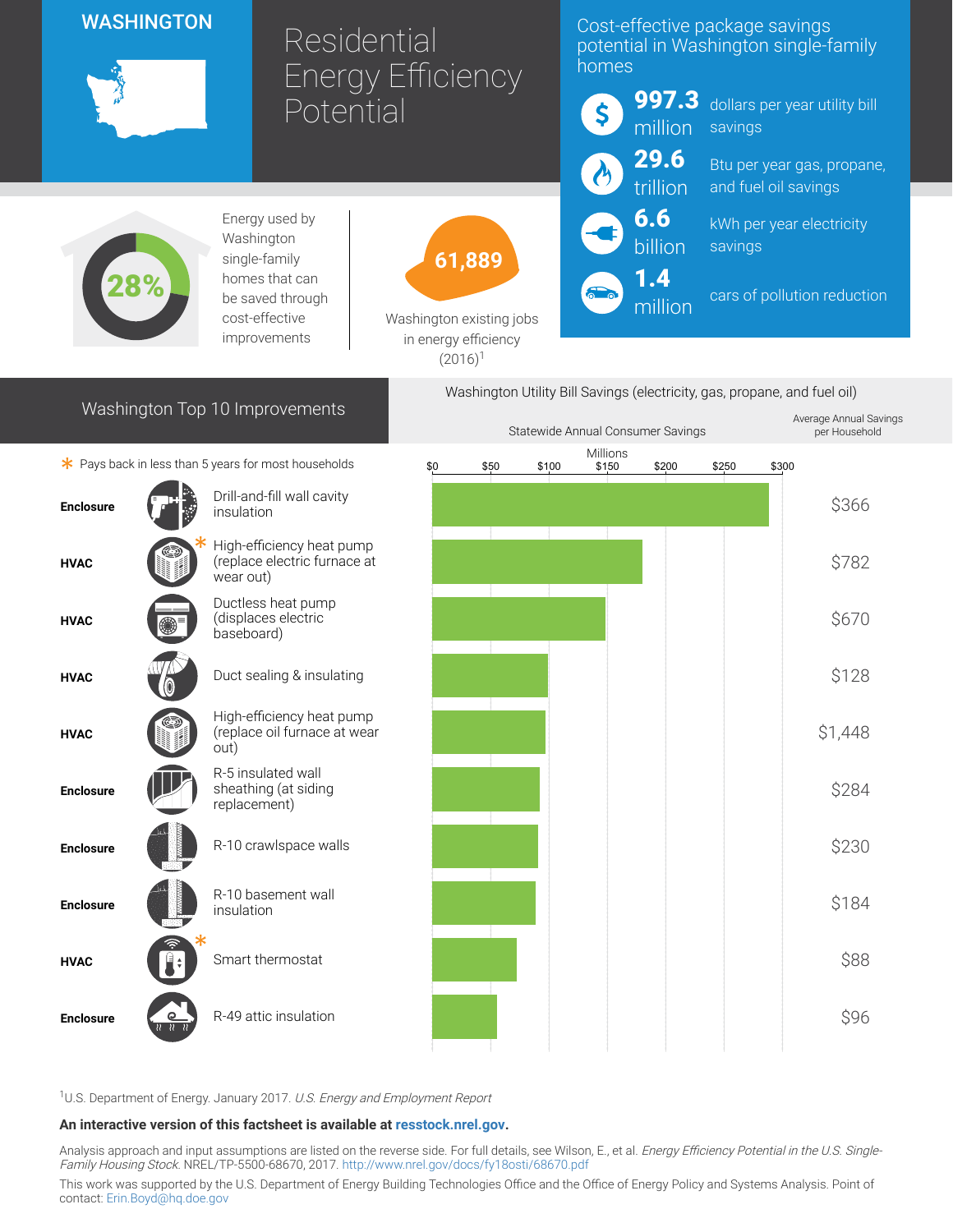# WASHINGTON

# Residential Energy Efficiency Potential

## Cost-effective package savings potential in Washington single-family homes

- **997.3 million** dollars per year utility bill savings
- **29.6 trillion** Btu per year gas, propane, and fuel oil savings
- **6.6 billion** kWh per year electricity savings
- **1.4 million** cars of pollution reduction

**28%** Energy used by Washington single-family homes that can be saved through cost-effective improvements

**61,889** Washington existing jobs in energy efficiency (2016)[1]

## Washington Top 10 Improvements

Washington Utility Bill Savings (electricity, gas, propane, and fuel oil)

\* Pays back in less than 5 years for most households

| Category | Improvement | Statewide Annual Consumer Savings (Millions, approx.) | Average Annual Savings per Household |
|---|---|---|---|
| Enclosure | Drill-and-fill wall cavity insulation | ~$290 | $366 |
| HVAC | High-efficiency heat pump (replace electric furnace at wear out) * | ~$180 | $782 |
| HVAC | Ductless heat pump (displaces electric baseboard) | ~$149 | $670 |
| HVAC | Duct sealing & insulating | ~$99 | $128 |
| HVAC | High-efficiency heat pump (replace oil furnace at wear out) | ~$97 | $1,448 |
| Enclosure | R-5 insulated wall sheathing (at siding replacement) | ~$92 | $284 |
| Enclosure | R-10 crawlspace walls | ~$91 | $230 |
| Enclosure | R-10 basement wall insulation | ~$89 | $184 |
| HVAC | Smart thermostat * | ~$72 | $88 |
| Enclosure | R-49 attic insulation | ~$55 | $96 |

[1]U.S. Department of Energy. January 2017. *U.S. Energy and Employment Report*

**An interactive version of this factsheet is available at resstock.nrel.gov.**

Analysis approach and input assumptions are listed on the reverse side. For full details, see Wilson, E., et al. *Energy Efficiency Potential in the U.S. Single-Family Housing Stock*. NREL/TP-5500-68670, 2017. http://www.nrel.gov/docs/fy18osti/68670.pdf

This work was supported by the U.S. Department of Energy Building Technologies Office and the Office of Energy Policy and Systems Analysis. Point of contact: Erin.Boyd@hq.doe.gov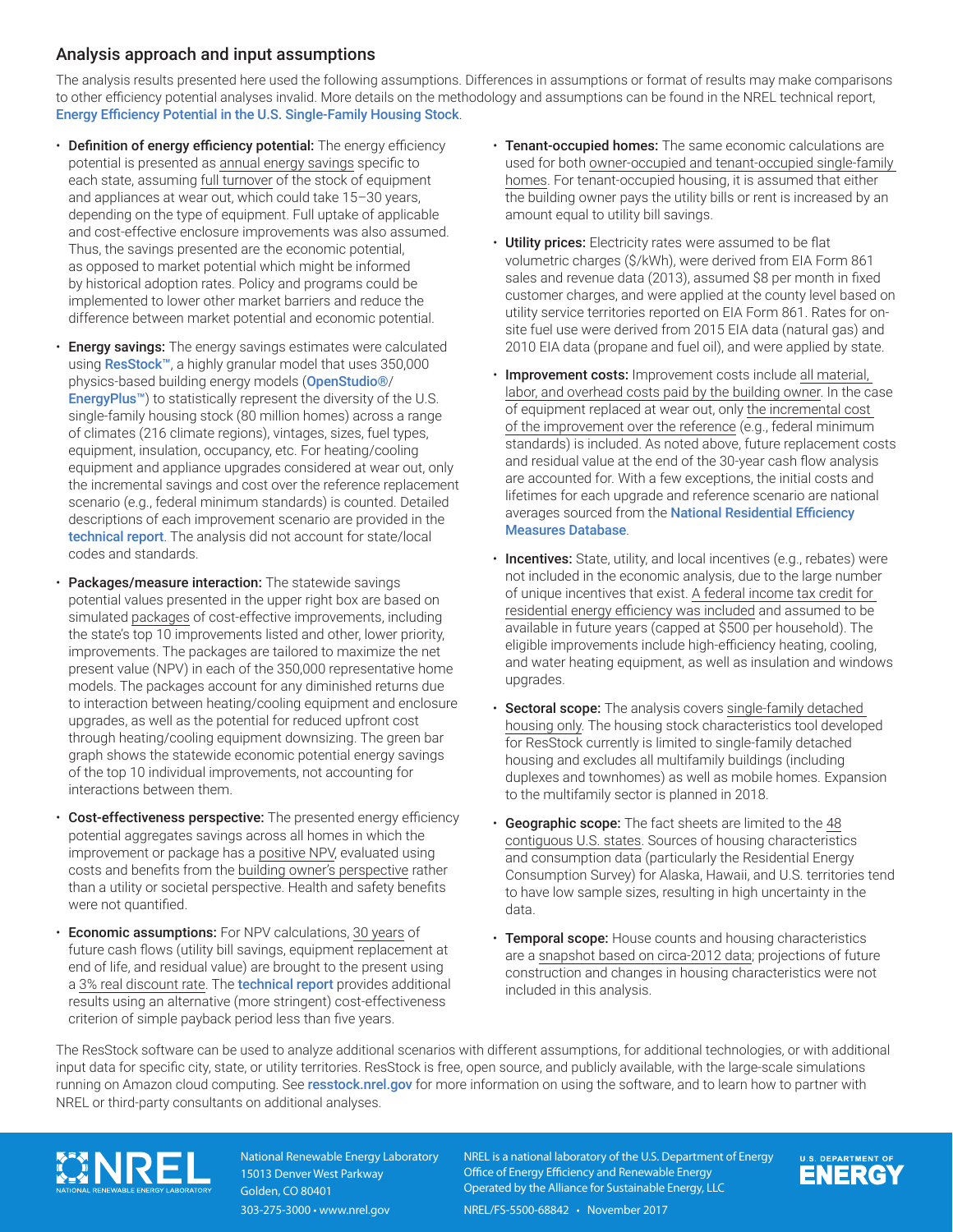## Analysis approach and input assumptions

The analysis results presented here used the following assumptions. Differences in assumptions or format of results may make comparisons to other efficiency potential analyses invalid. More details on the methodology and assumptions can be found in the NREL technical report, Energy Efficiency Potential in the U.S. Single-Family Housing Stock.

- **Definition of energy efficiency potential:** The energy efficiency potential is presented as annual energy savings specific to each state, assuming full turnover of the stock of equipment and appliances at wear out, which could take 15–30 years, depending on the type of equipment. Full uptake of applicable and cost-effective enclosure improvements was also assumed. Thus, the savings presented are the economic potential, as opposed to market potential which might be informed by historical adoption rates. Policy and programs could be implemented to lower other market barriers and reduce the difference between market potential and economic potential.
- **Energy savings:** The energy savings estimates were calculated using ResStock™, a highly granular model that uses 350,000 physics-based building energy models (OpenStudio®/ EnergyPlus™) to statistically represent the diversity of the U.S. single-family housing stock (80 million homes) across a range of climates (216 climate regions), vintages, sizes, fuel types, equipment, insulation, occupancy, etc. For heating/cooling equipment and appliance upgrades considered at wear out, only the incremental savings and cost over the reference replacement scenario (e.g., federal minimum standards) is counted. Detailed descriptions of each improvement scenario are provided in the technical report. The analysis did not account for state/local codes and standards.
- **Packages/measure interaction:** The statewide savings potential values presented in the upper right box are based on simulated packages of cost-effective improvements, including the state's top 10 improvements listed and other, lower priority, improvements. The packages are tailored to maximize the net present value (NPV) in each of the 350,000 representative home models. The packages account for any diminished returns due to interaction between heating/cooling equipment and enclosure upgrades, as well as the potential for reduced upfront cost through heating/cooling equipment downsizing. The green bar graph shows the statewide economic potential energy savings of the top 10 individual improvements, not accounting for interactions between them.
- **Cost-effectiveness perspective:** The presented energy efficiency potential aggregates savings across all homes in which the improvement or package has a positive NPV, evaluated using costs and benefits from the building owner's perspective rather than a utility or societal perspective. Health and safety benefits were not quantified.
- **Economic assumptions:** For NPV calculations, 30 years of future cash flows (utility bill savings, equipment replacement at end of life, and residual value) are brought to the present using a 3% real discount rate. The technical report provides additional results using an alternative (more stringent) cost-effectiveness criterion of simple payback period less than five years.
- **Tenant-occupied homes:** The same economic calculations are used for both owner-occupied and tenant-occupied single-family homes. For tenant-occupied housing, it is assumed that either the building owner pays the utility bills or rent is increased by an amount equal to utility bill savings.
- **Utility prices:** Electricity rates were assumed to be flat volumetric charges ($/kWh), were derived from EIA Form 861 sales and revenue data (2013), assumed $8 per month in fixed customer charges, and were applied at the county level based on utility service territories reported on EIA Form 861. Rates for on-site fuel use were derived from 2015 EIA data (natural gas) and 2010 EIA data (propane and fuel oil), and were applied by state.
- **Improvement costs:** Improvement costs include all material, labor, and overhead costs paid by the building owner. In the case of equipment replaced at wear out, only the incremental cost of the improvement over the reference (e.g., federal minimum standards) is included. As noted above, future replacement costs and residual value at the end of the 30-year cash flow analysis are accounted for. With a few exceptions, the initial costs and lifetimes for each upgrade and reference scenario are national averages sourced from the National Residential Efficiency Measures Database.
- **Incentives:** State, utility, and local incentives (e.g., rebates) were not included in the economic analysis, due to the large number of unique incentives that exist. A federal income tax credit for residential energy efficiency was included and assumed to be available in future years (capped at $500 per household). The eligible improvements include high-efficiency heating, cooling, and water heating equipment, as well as insulation and windows upgrades.
- **Sectoral scope:** The analysis covers single-family detached housing only. The housing stock characteristics tool developed for ResStock currently is limited to single-family detached housing and excludes all multifamily buildings (including duplexes and townhomes) as well as mobile homes. Expansion to the multifamily sector is planned in 2018.
- **Geographic scope:** The fact sheets are limited to the 48 contiguous U.S. states. Sources of housing characteristics and consumption data (particularly the Residential Energy Consumption Survey) for Alaska, Hawaii, and U.S. territories tend to have low sample sizes, resulting in high uncertainty in the data.
- **Temporal scope:** House counts and housing characteristics are a snapshot based on circa-2012 data; projections of future construction and changes in housing characteristics were not included in this analysis.

The ResStock software can be used to analyze additional scenarios with different assumptions, for additional technologies, or with additional input data for specific city, state, or utility territories. ResStock is free, open source, and publicly available, with the large-scale simulations running on Amazon cloud computing. See resstock.nrel.gov for more information on using the software, and to learn how to partner with NREL or third-party consultants on additional analyses.

National Renewable Energy Laboratory
15013 Denver West Parkway
Golden, CO 80401
303-275-3000 • www.nrel.gov

NREL is a national laboratory of the U.S. Department of Energy Office of Energy Efficiency and Renewable Energy Operated by the Alliance for Sustainable Energy, LLC

NREL/FS-5500-68842 • November 2017